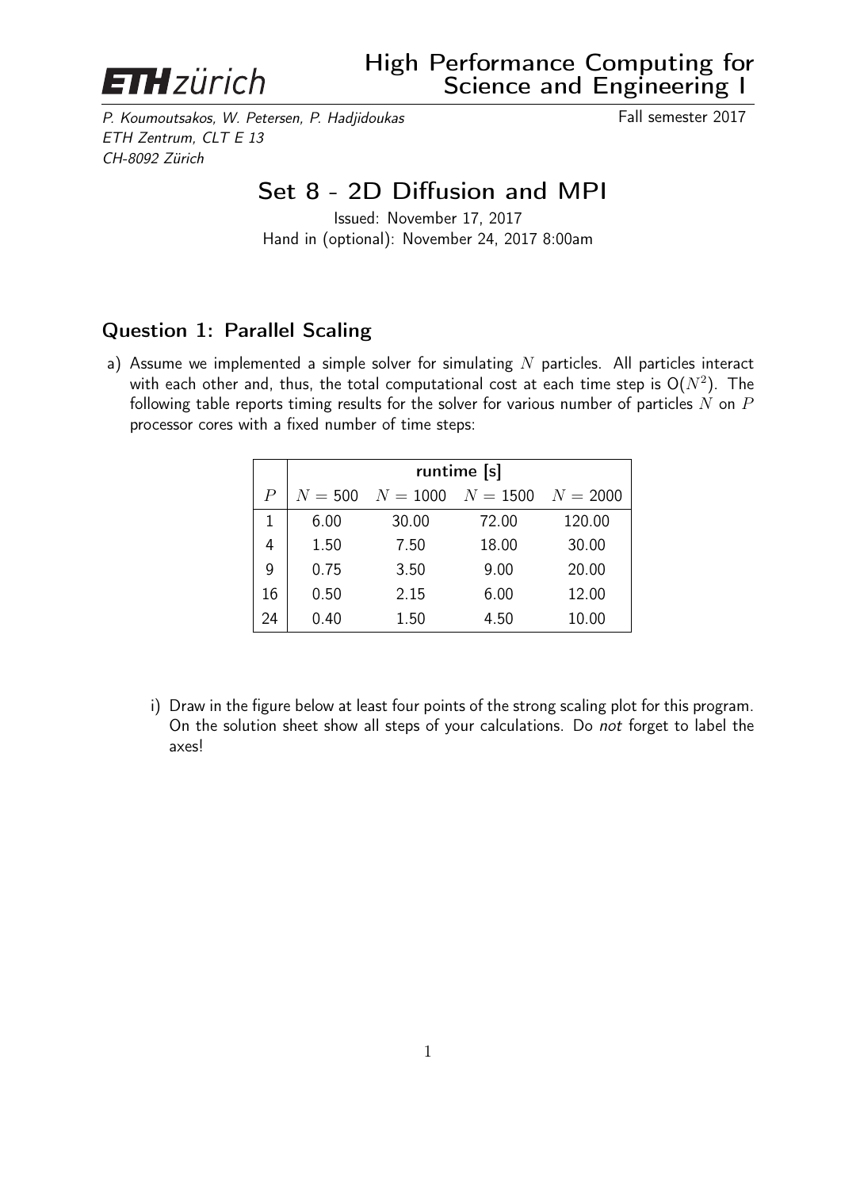# High Performance Computing for Science and Engineering I

*P. Koumoutsakos, W. Petersen, P. Hadjidoukas*
*ETH Zentrum, CLT E 13*
*CH-8092 Zürich*

Fall semester 2017

## Set 8 - 2D Diffusion and MPI

Issued: November 17, 2017
Hand in (optional): November 24, 2017 8:00am

### Question 1: Parallel Scaling

a) Assume we implemented a simple solver for simulating $N$ particles. All particles interact with each other and, thus, the total computational cost at each time step is $O(N^2)$. The following table reports timing results for the solver for various number of particles $N$ on $P$ processor cores with a fixed number of time steps:

| | **runtime [s]** | | | |
|---|---|---|---|---|
| $P$ | $N = 500$ | $N = 1000$ | $N = 1500$ | $N = 2000$ |
| 1 | 6.00 | 30.00 | 72.00 | 120.00 |
| 4 | 1.50 | 7.50 | 18.00 | 30.00 |
| 9 | 0.75 | 3.50 | 9.00 | 20.00 |
| 16 | 0.50 | 2.15 | 6.00 | 12.00 |
| 24 | 0.40 | 1.50 | 4.50 | 10.00 |

i) Draw in the figure below at least four points of the strong scaling plot for this program. On the solution sheet show all steps of your calculations. Do *not* forget to label the axes!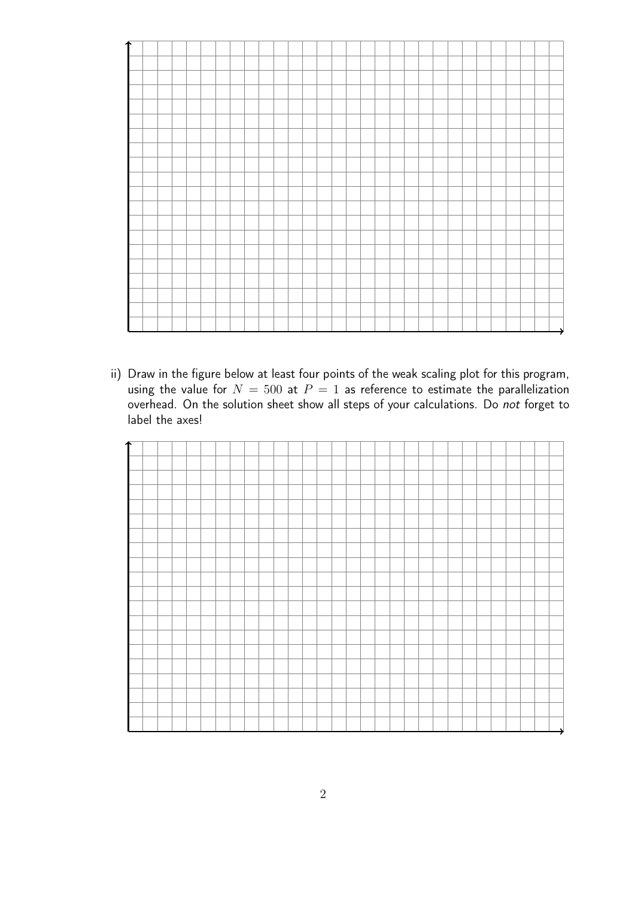ii) Draw in the figure below at least four points of the weak scaling plot for this program, using the value for $N = 500$ at $P = 1$ as reference to estimate the parallelization overhead. On the solution sheet show all steps of your calculations. Do *not* forget to label the axes!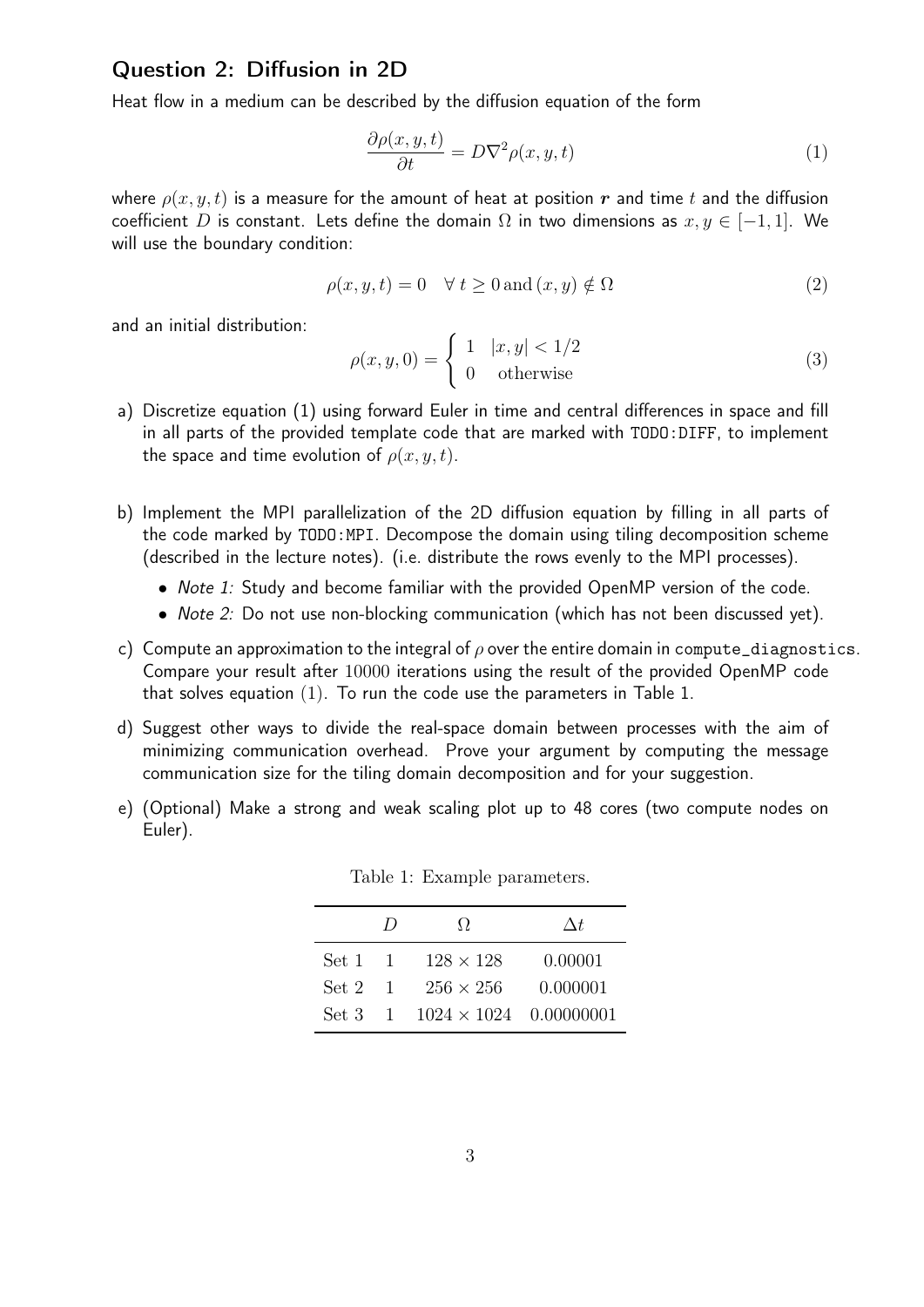## Question 2: Diffusion in 2D

Heat flow in a medium can be described by the diffusion equation of the form

$$\frac{\partial \rho(x,y,t)}{\partial t} = D\nabla^2 \rho(x,y,t) \tag{1}$$

where $\rho(x,y,t)$ is a measure for the amount of heat at position $\boldsymbol{r}$ and time $t$ and the diffusion coefficient $D$ is constant. Lets define the domain $\Omega$ in two dimensions as $x, y \in [-1, 1]$. We will use the boundary condition:

$$\rho(x,y,t) = 0 \quad \forall\, t \geq 0 \,\text{and}\, (x,y) \notin \Omega \tag{2}$$

and an initial distribution:

$$\rho(x,y,0) = \begin{cases} 1 & |x,y| < 1/2 \\ 0 & \text{otherwise} \end{cases} \tag{3}$$

a) Discretize equation (1) using forward Euler in time and central differences in space and fill in all parts of the provided template code that are marked with TODO:DIFF, to implement the space and time evolution of $\rho(x,y,t)$.

b) Implement the MPI parallelization of the 2D diffusion equation by filling in all parts of the code marked by TODO:MPI. Decompose the domain using tiling decomposition scheme (described in the lecture notes). (i.e. distribute the rows evenly to the MPI processes).

- *Note 1:* Study and become familiar with the provided OpenMP version of the code.
- *Note 2:* Do not use non-blocking communication (which has not been discussed yet).

c) Compute an approximation to the integral of $\rho$ over the entire domain in `compute_diagnostics`. Compare your result after 10000 iterations using the result of the provided OpenMP code that solves equation (1). To run the code use the parameters in Table 1.

d) Suggest other ways to divide the real-space domain between processes with the aim of minimizing communication overhead. Prove your argument by computing the message communication size for the tiling domain decomposition and for your suggestion.

e) (Optional) Make a strong and weak scaling plot up to 48 cores (two compute nodes on Euler).

Table 1: Example parameters.

| | $D$ | $\Omega$ | $\Delta t$ |
|---|---|---|---|
| Set 1 | 1 | $128 \times 128$ | 0.00001 |
| Set 2 | 1 | $256 \times 256$ | 0.000001 |
| Set 3 | 1 | $1024 \times 1024$ | 0.00000001 |